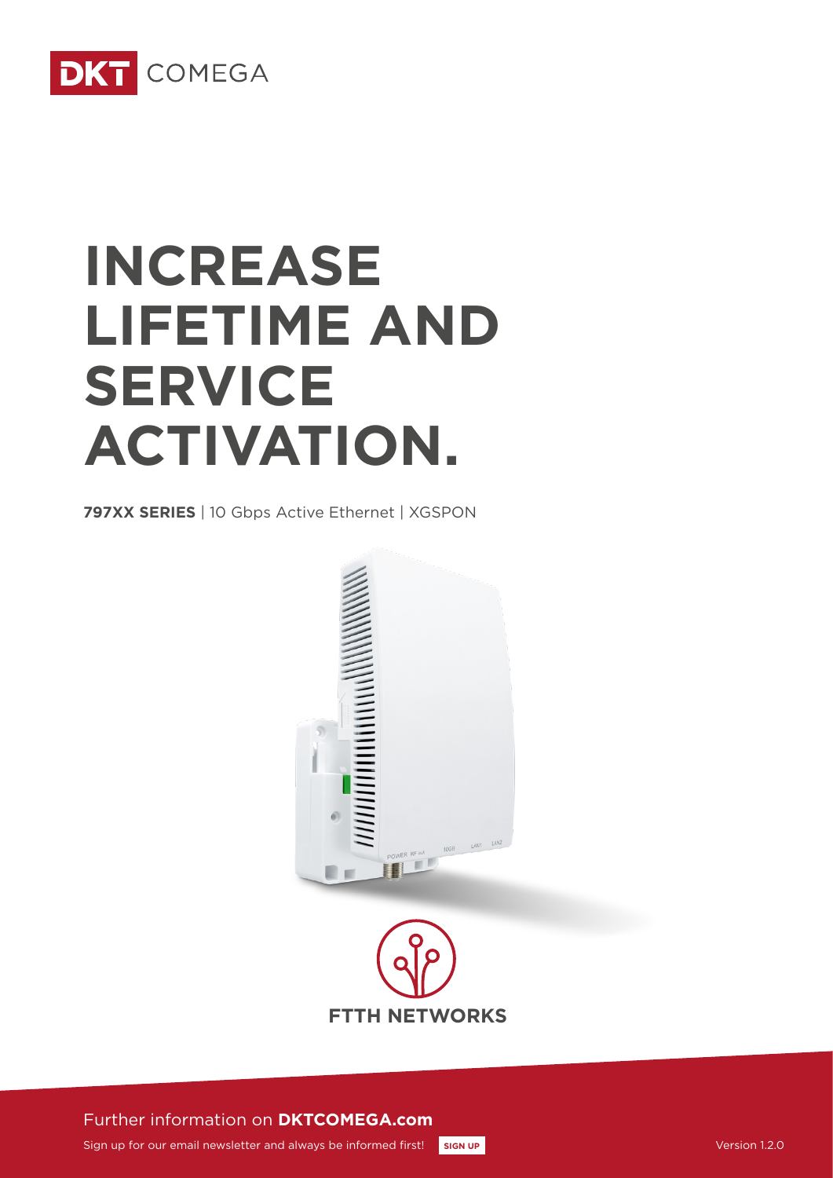DKT COMEGA

# INCREASE LIFETIME AND SERVICE ACTIVATION.

**797XX SERIES** | 10 Gbps Active Ethernet | XGSPON

FTTH NETWORKS

Further information on **DKTCOMEGA.com**

Sign up for our email newsletter and always be informed first! **SIGN UP**

Version 1.2.0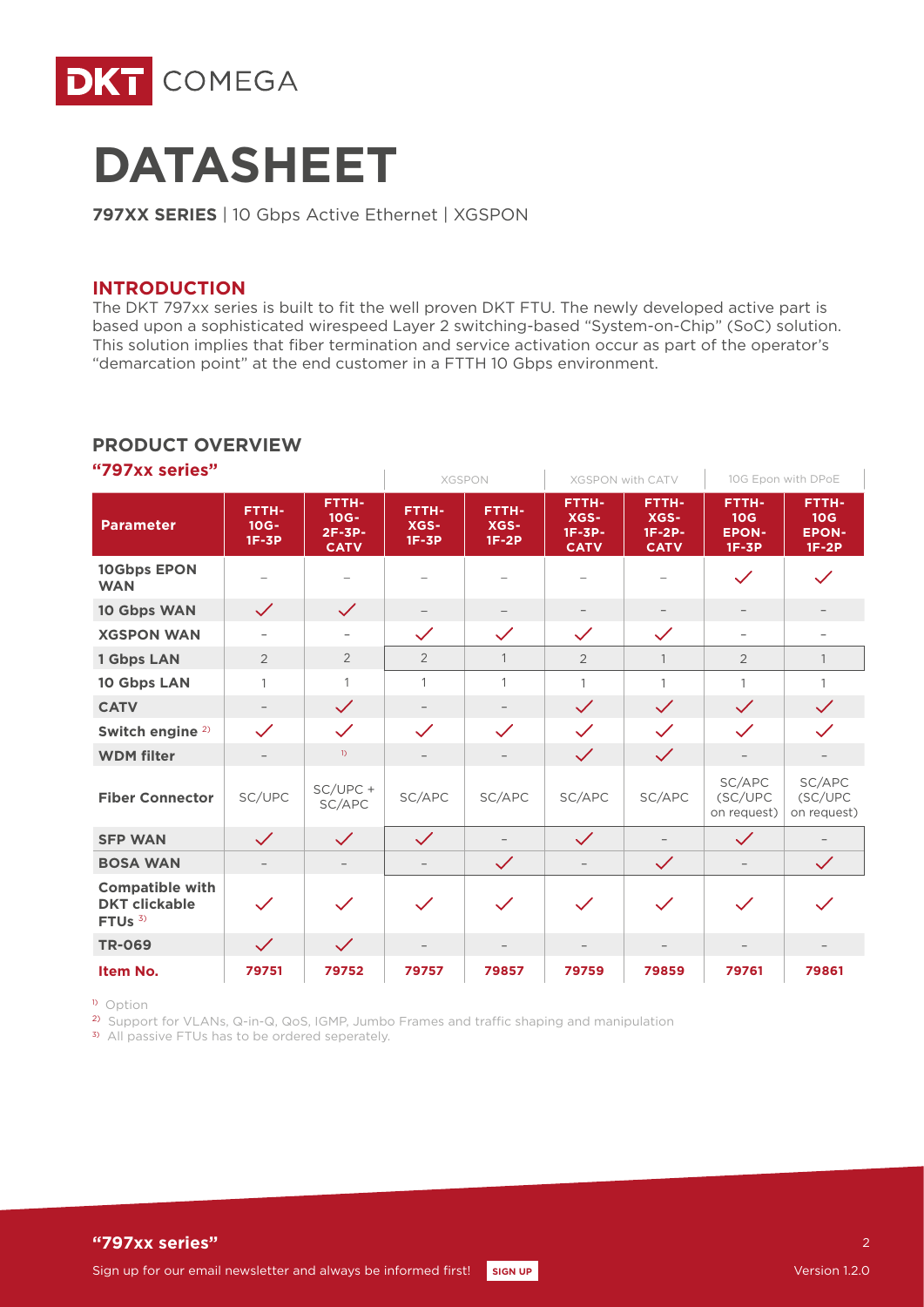# DATASHEET

**797XX SERIES** | 10 Gbps Active Ethernet | XGSPON

## INTRODUCTION

The DKT 797xx series is built to fit the well proven DKT FTU. The newly developed active part is based upon a sophisticated wirespeed Layer 2 switching-based "System-on-Chip" (SoC) solution. This solution implies that fiber termination and service activation occur as part of the operator's "demarcation point" at the end customer in a FTTH 10 Gbps environment.

## PRODUCT OVERVIEW

### "797xx series"

| | | | XGSPON | | XGSPON with CATV | | 10G Epon with DPoE | |
|---|---|---|---|---|---|---|---|---|
| **Parameter** | **FTTH-10G-1F-3P** | **FTTH-10G-2F-3P-CATV** | **FTTH-XGS-1F-3P** | **FTTH-XGS-1F-2P** | **FTTH-XGS-1F-3P-CATV** | **FTTH-XGS-1F-2P-CATV** | **FTTH-10G EPON-1F-3P** | **FTTH-10G EPON-1F-2P** |
| **10Gbps EPON WAN** | – | – | – | – | – | – | ✓ | ✓ |
| **10 Gbps WAN** | ✓ | ✓ | – | – | – | – | – | – |
| **XGSPON WAN** | – | – | ✓ | ✓ | ✓ | ✓ | – | – |
| **1 Gbps LAN** | 2 | 2 | 2 | 1 | 2 | 1 | 2 | 1 |
| **10 Gbps LAN** | 1 | 1 | 1 | 1 | 1 | 1 | 1 | 1 |
| **CATV** | – | ✓ | – | – | ✓ | ✓ | ✓ | ✓ |
| **Switch engine** [2] | ✓ | ✓ | ✓ | ✓ | ✓ | ✓ | ✓ | ✓ |
| **WDM filter** | – | [1] | – | – | ✓ | ✓ | – | – |
| **Fiber Connector** | SC/UPC | SC/UPC + SC/APC | SC/APC | SC/APC | SC/APC | SC/APC | SC/APC (SC/UPC on request) | SC/APC (SC/UPC on request) |
| **SFP WAN** | ✓ | ✓ | ✓ | – | ✓ | – | ✓ | – |
| **BOSA WAN** | – | – | – | ✓ | – | ✓ | – | ✓ |
| **Compatible with DKT clickable FTUs** [3] | ✓ | ✓ | ✓ | ✓ | ✓ | ✓ | ✓ | ✓ |
| **TR-069** | ✓ | ✓ | – | – | – | – | – | – |
| **Item No.** | **79751** | **79752** | **79757** | **79857** | **79759** | **79859** | **79761** | **79861** |

[1] Option

[2] Support for VLANs, Q-in-Q, QoS, IGMP, Jumbo Frames and traffic shaping and manipulation

[3] All passive FTUs has to be ordered seperately.

**"797xx series"**

Sign up for our email newsletter and always be informed first! SIGN UP

Version 1.2.0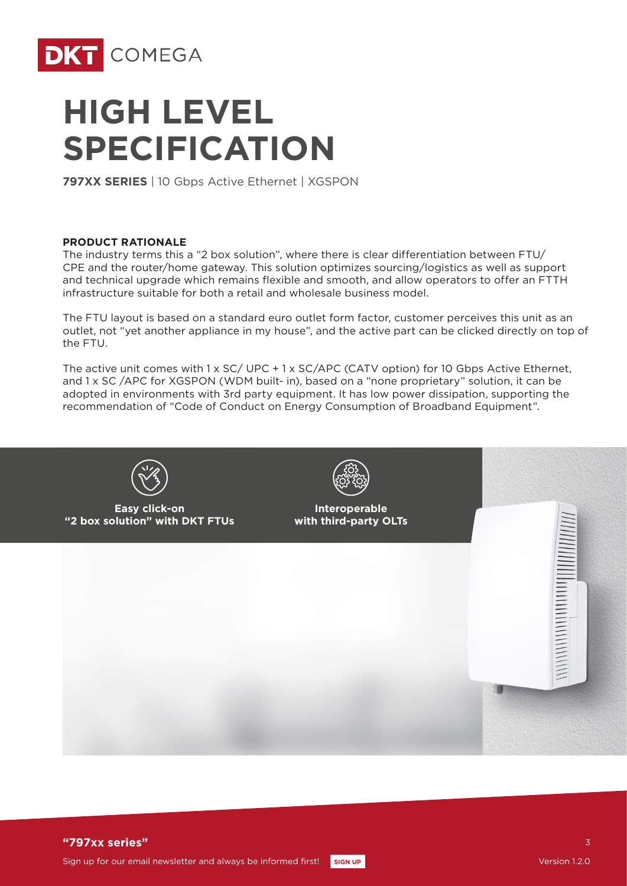# HIGH LEVEL SPECIFICATION

**797XX SERIES** | 10 Gbps Active Ethernet | XGSPON

**PRODUCT RATIONALE**

The industry terms this a "2 box solution", where there is clear differentiation between FTU/CPE and the router/home gateway. This solution optimizes sourcing/logistics as well as support and technical upgrade which remains flexible and smooth, and allow operators to offer an FTTH infrastructure suitable for both a retail and wholesale business model.

The FTU layout is based on a standard euro outlet form factor, customer perceives this unit as an outlet, not "yet another appliance in my house", and the active part can be clicked directly on top of the FTU.

The active unit comes with 1 x SC/ UPC + 1 x SC/APC (CATV option) for 10 Gbps Active Ethernet, and 1 x SC /APC for XGSPON (WDM built- in), based on a "none proprietary" solution, it can be adopted in environments with 3rd party equipment. It has low power dissipation, supporting the recommendation of "Code of Conduct on Energy Consumption of Broadband Equipment".

**Easy click-on "2 box solution" with DKT FTUs**

**Interoperable with third-party OLTs**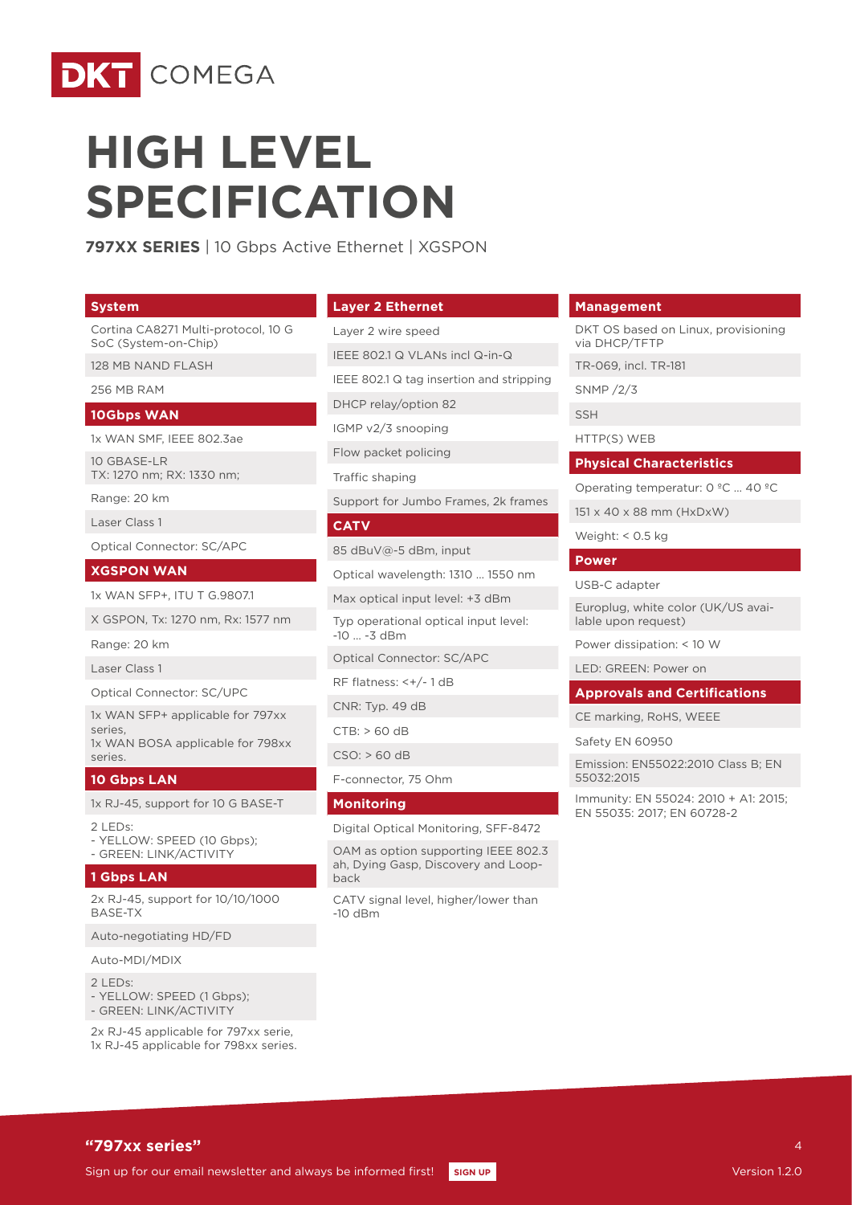DKT COMEGA

# HIGH LEVEL SPECIFICATION

**797XX SERIES** | 10 Gbps Active Ethernet | XGSPON

### System

- Cortina CA8271 Multi-protocol, 10 G SoC (System-on-Chip)
- 128 MB NAND FLASH
- 256 MB RAM

### 10Gbps WAN

- 1x WAN SMF, IEEE 802.3ae
- 10 GBASE-LR
  TX: 1270 nm; RX: 1330 nm;
- Range: 20 km
- Laser Class 1
- Optical Connector: SC/APC

### XGSPON WAN

- 1x WAN SFP+, ITU T G.9807.1
- X GSPON, Tx: 1270 nm, Rx: 1577 nm
- Range: 20 km
- Laser Class 1
- Optical Connector: SC/UPC
- 1x WAN SFP+ applicable for 797xx series,
  1x WAN BOSA applicable for 798xx series.

### 10 Gbps LAN

- 1x RJ-45, support for 10 G BASE-T
- 2 LEDs:
  - YELLOW: SPEED (10 Gbps);
  - GREEN: LINK/ACTIVITY

### 1 Gbps LAN

- 2x RJ-45, support for 10/10/1000 BASE-TX
- Auto-negotiating HD/FD
- Auto-MDI/MDIX
- 2 LEDs:
  - YELLOW: SPEED (1 Gbps);
  - GREEN: LINK/ACTIVITY
- 2x RJ-45 applicable for 797xx serie,
  1x RJ-45 applicable for 798xx series.

### Layer 2 Ethernet

- Layer 2 wire speed
- IEEE 802.1 Q VLANs incl Q-in-Q
- IEEE 802.1 Q tag insertion and stripping
- DHCP relay/option 82
- IGMP v2/3 snooping
- Flow packet policing
- Traffic shaping
- Support for Jumbo Frames, 2k frames

### CATV

- 85 dBuV@-5 dBm, input
- Optical wavelength: 1310 ... 1550 nm
- Max optical input level: +3 dBm
- Typ operational optical input level: -10 ... -3 dBm
- Optical Connector: SC/APC
- RF flatness: <+/- 1 dB
- CNR: Typ. 49 dB
- CTB: > 60 dB
- CSO: > 60 dB
- F-connector, 75 Ohm

### Monitoring

- Digital Optical Monitoring, SFF-8472
- OAM as option supporting IEEE 802.3 ah, Dying Gasp, Discovery and Loop-back
- CATV signal level, higher/lower than -10 dBm

### Management

- DKT OS based on Linux, provisioning via DHCP/TFTP
- TR-069, incl. TR-181
- SNMP /2/3
- SSH
- HTTP(S) WEB

### Physical Characteristics

- Operating temperatur: 0 ºC ... 40 ºC
- 151 x 40 x 88 mm (HxDxW)
- Weight: < 0.5 kg

### Power

- USB-C adapter
- Europlug, white color (UK/US available upon request)
- Power dissipation: < 10 W
- LED: GREEN: Power on

### Approvals and Certifications

- CE marking, RoHS, WEEE
- Safety EN 60950
- Emission: EN55022:2010 Class B; EN 55032:2015
- Immunity: EN 55024: 2010 + A1: 2015; EN 55035: 2017; EN 60728-2

**"797xx series"**

Sign up for our email newsletter and always be informed first! SIGN UP

Version 1.2.0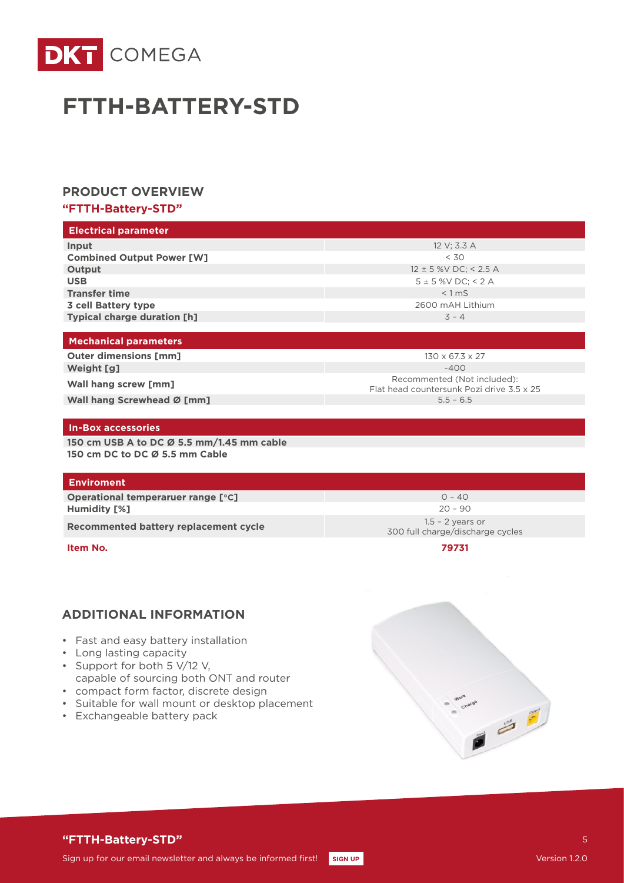# FTTH-BATTERY-STD

## PRODUCT OVERVIEW

### "FTTH-Battery-STD"

| Electrical parameter | |
|---|---|
| **Input** | 12 V; 3.3 A |
| **Combined Output Power [W]** | < 30 |
| **Output** | 12 ± 5 %V DC; < 2.5 A |
| **USB** | 5 ± 5 %V DC; < 2 A |
| **Transfer time** | < 1 mS |
| **3 cell Battery type** | 2600 mAH Lithium |
| **Typical charge duration [h]** | 3 – 4 |

| Mechanical parameters | |
|---|---|
| **Outer dimensions [mm]** | 130 x 67.3 x 27 |
| **Weight [g]** | ~400 |
| **Wall hang screw [mm]** | Recommented (Not included): Flat head countersunk Pozi drive 3.5 x 25 |
| **Wall hang Screwhead Ø [mm]** | 5.5 – 6.5 |

| In-Box accessories |
|---|
| **150 cm USB A to DC Ø 5.5 mm/1.45 mm cable** |
| **150 cm DC to DC Ø 5.5 mm Cable** |

| Enviroment | |
|---|---|
| **Operational temperaruer range [°C]** | 0 – 40 |
| **Humidity [%]** | 20 – 90 |
| **Recommented battery replacement cycle** | 1.5 – 2 years or 300 full charge/discharge cycles |
| **Item No.** | **79731** |

## ADDITIONAL INFORMATION

- Fast and easy battery installation
- Long lasting capacity
- Support for both 5 V/12 V, capable of sourcing both ONT and router
- compact form factor, discrete design
- Suitable for wall mount or desktop placement
- Exchangeable battery pack

Sign up for our email newsletter and always be informed first! SIGN UP

Version 1.2.0